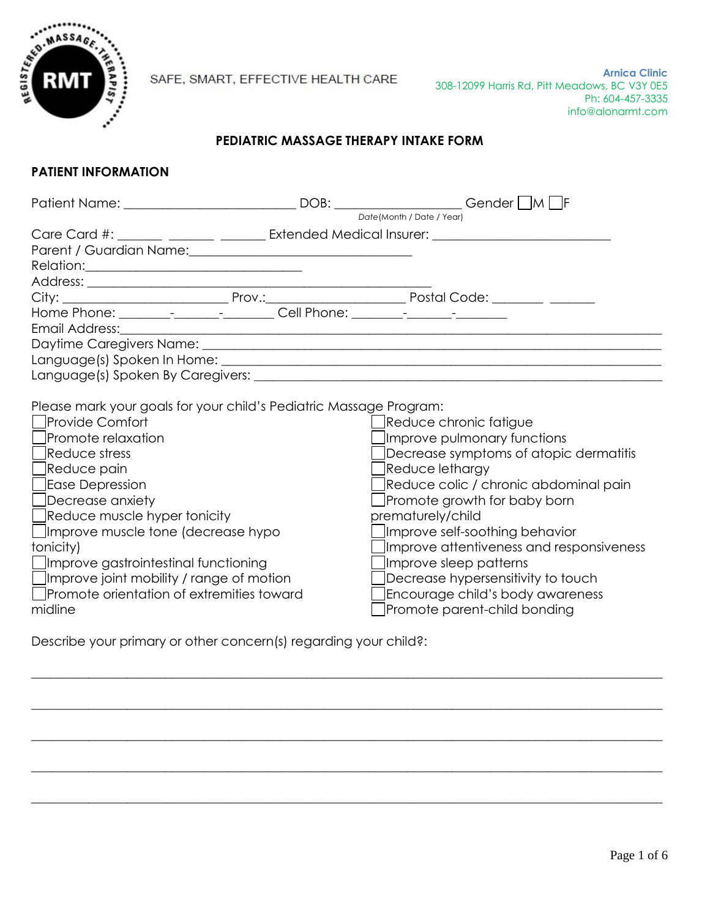SAFE, SMART, EFFECTIVE HEALTH CARE

**Arnica Clinic**
308-12099 Harris Rd, Pitt Meadows, BC V3Y 0E5
Ph: 604-457-3335
info@alonarmt.com

## PEDIATRIC MASSAGE THERAPY INTAKE FORM

### PATIENT INFORMATION

Patient Name: ________________________ DOB: __________________ Gender ☐M ☐F
*Date* (Month / Date / Year)

Care Card #: _______ _______ _______ Extended Medical Insurer: __________________________

Parent / Guardian Name:________________________________

Relation:________________________________

Address: __________________________________________________

City: _______________________ Prov.:____________________ Postal Code: _______ _______

Home Phone: _______-_______-_______ Cell Phone: _______-_______-_______

Email Address:______________________________________________________________

Daytime Caregivers Name: ______________________________________________________

Language(s) Spoken In Home: ____________________________________________________

Language(s) Spoken By Caregivers: _______________________________________________

Please mark your goals for your child's Pediatric Massage Program:

- ☐ Provide Comfort
- ☐ Promote relaxation
- ☐ Reduce stress
- ☐ Reduce pain
- ☐ Ease Depression
- ☐ Decrease anxiety
- ☐ Reduce muscle hyper tonicity
- ☐ Improve muscle tone (decrease hypo tonicity)
- ☐ Improve gastrointestinal functioning
- ☐ Improve joint mobility / range of motion
- ☐ Promote orientation of extremities toward midline
- ☐ Reduce chronic fatigue
- ☐ Improve pulmonary functions
- ☐ Decrease symptoms of atopic dermatitis
- ☐ Reduce lethargy
- ☐ Reduce colic / chronic abdominal pain
- ☐ Promote growth for baby born prematurely/child
- ☐ Improve self-soothing behavior
- ☐ Improve attentiveness and responsiveness
- ☐ Improve sleep patterns
- ☐ Decrease hypersensitivity to touch
- ☐ Encourage child's body awareness
- ☐ Promote parent-child bonding

Describe your primary or other concern(s) regarding your child?:

______________________________________________________________________________

______________________________________________________________________________

______________________________________________________________________________

______________________________________________________________________________

______________________________________________________________________________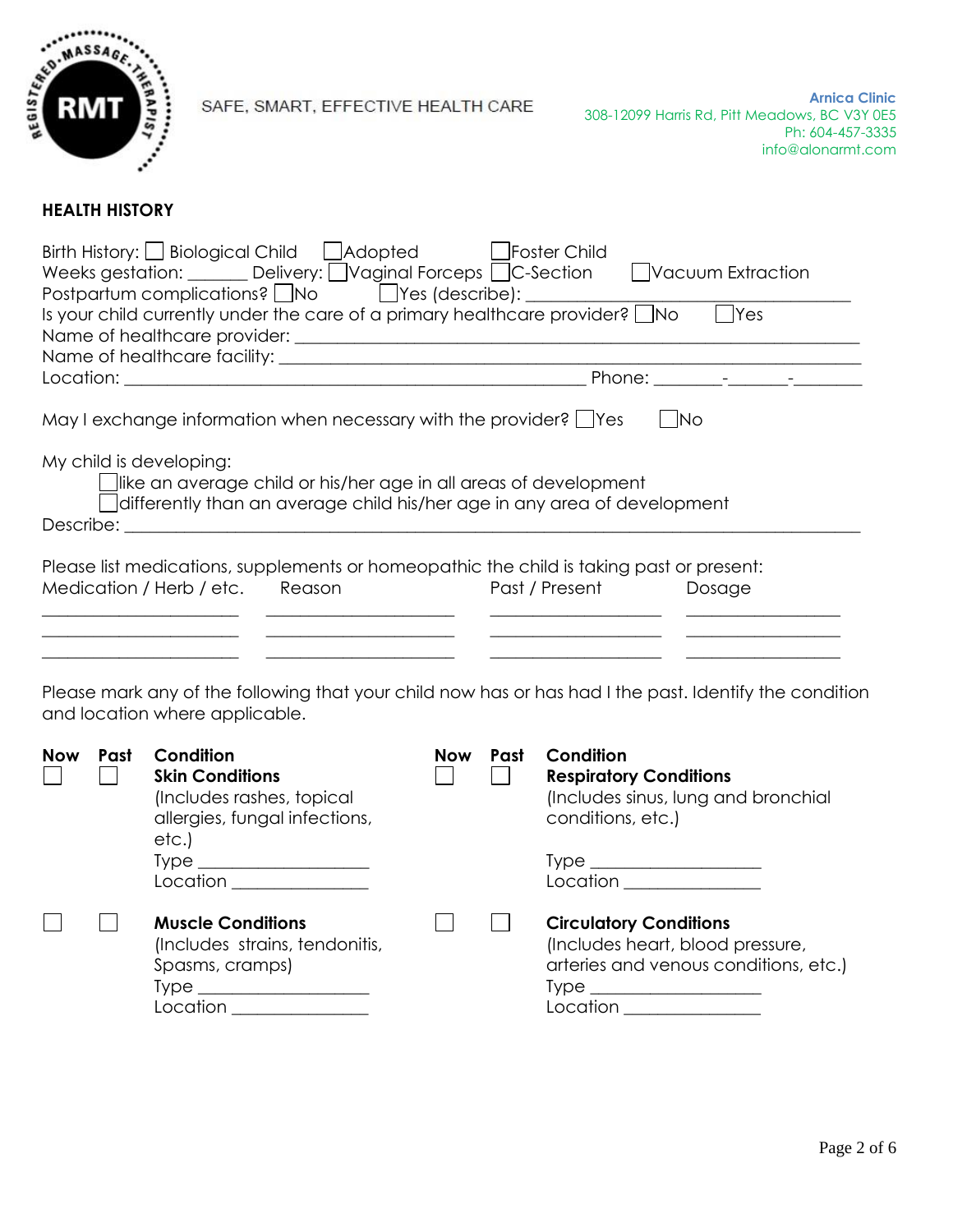SAFE, SMART, EFFECTIVE HEALTH CARE

**Arnica Clinic**
308-12099 Harris Rd, Pitt Meadows, BC V3Y 0E5
Ph: 604-457-3335
info@alonarmt.com

## HEALTH HISTORY

Birth History: ☐ Biological Child ☐ Adopted ☐ Foster Child
Weeks gestation: _______ Delivery: ☐ Vaginal Forceps ☐ C-Section ☐ Vacuum Extraction
Postpartum complications? ☐ No ☐ Yes (describe): ____________________________________
Is your child currently under the care of a primary healthcare provider? ☐ No ☐ Yes
Name of healthcare provider: ____________________________________________________________
Name of healthcare facility: ____________________________________________________________
Location: ___________________________________________________ Phone: _______-_______-_______

May I exchange information when necessary with the provider? ☐ Yes ☐ No

My child is developing:

- ☐ like an average child or his/her age in all areas of development
- ☐ differently than an average child his/her age in any area of development

Describe: ____________________________________________________________________________

Please list medications, supplements or homeopathic the child is taking past or present:

| Medication / Herb / etc. | Reason | Past / Present | Dosage |
|---|---|---|---|
| | | | |
| | | | |
| | | | |

Please mark any of the following that your child now has or has had I the past. Identify the condition and location where applicable.

| Now | Past | Condition | Now | Past | Condition |
|---|---|---|---|---|---|
| ☐ | ☐ | **Skin Conditions** (Includes rashes, topical allergies, fungal infections, etc.) Type __________ Location __________ | ☐ | ☐ | **Respiratory Conditions** (Includes sinus, lung and bronchial conditions, etc.) Type __________ Location __________ |
| ☐ | ☐ | **Muscle Conditions** (Includes strains, tendonitis, Spasms, cramps) Type __________ Location __________ | ☐ | ☐ | **Circulatory Conditions** (Includes heart, blood pressure, arteries and venous conditions, etc.) Type __________ Location __________ |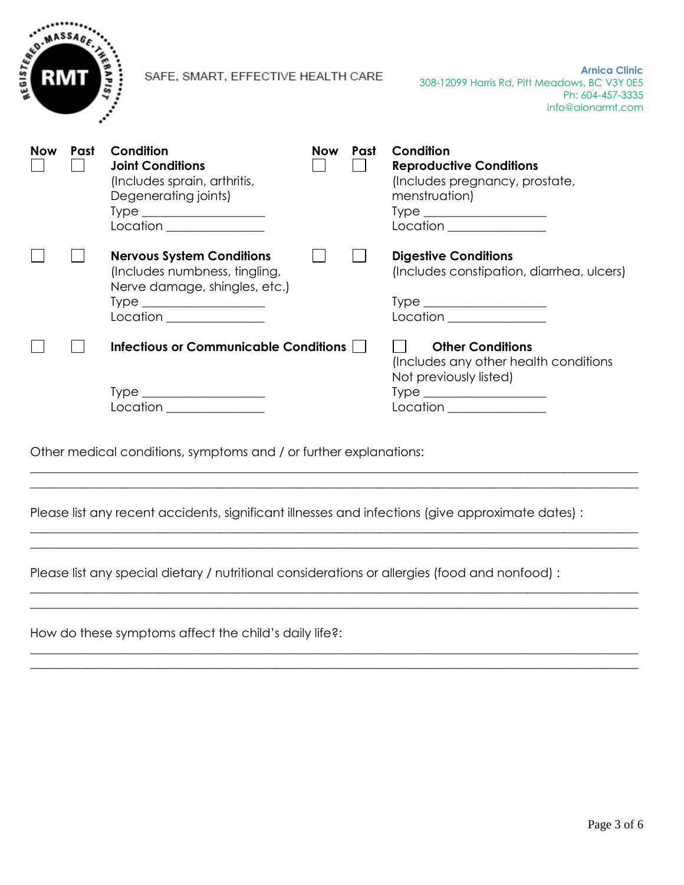SAFE, SMART, EFFECTIVE HEALTH CARE

**Arnica Clinic**
308-12099 Harris Rd, Pitt Meadows, BC V3Y 0E5
Ph: 604-457-3335
info@alonarmt.com

| Now | Past | Condition | Now | Past | Condition |
|---|---|---|---|---|---|
| ☐ | ☐ | **Joint Conditions**<br>(Includes sprain, arthritis, Degenerating joints)<br>Type ___________________<br>Location _______________ | ☐ | ☐ | **Reproductive Conditions**<br>(Includes pregnancy, prostate, menstruation)<br>Type ___________________<br>Location _______________ |
| ☐ | ☐ | **Nervous System Conditions**<br>(Includes numbness, tingling, Nerve damage, shingles, etc.)<br>Type ___________________<br>Location _______________ | ☐ | ☐ | **Digestive Conditions**<br>(Includes constipation, diarrhea, ulcers)<br>Type ___________________<br>Location _______________ |
| ☐ | ☐ | **Infectious or Communicable Conditions**<br>Type ___________________<br>Location _______________ | ☐ | ☐ | **Other Conditions**<br>(Includes any other health conditions Not previously listed)<br>Type ___________________<br>Location _______________ |

Other medical conditions, symptoms and / or further explanations:

_______________________________________________________________________________

_______________________________________________________________________________

Please list any recent accidents, significant illnesses and infections (give approximate dates) :

_______________________________________________________________________________

_______________________________________________________________________________

Please list any special dietary / nutritional considerations or allergies (food and nonfood) :

_______________________________________________________________________________

_______________________________________________________________________________

How do these symptoms affect the child's daily life?:

_______________________________________________________________________________

_______________________________________________________________________________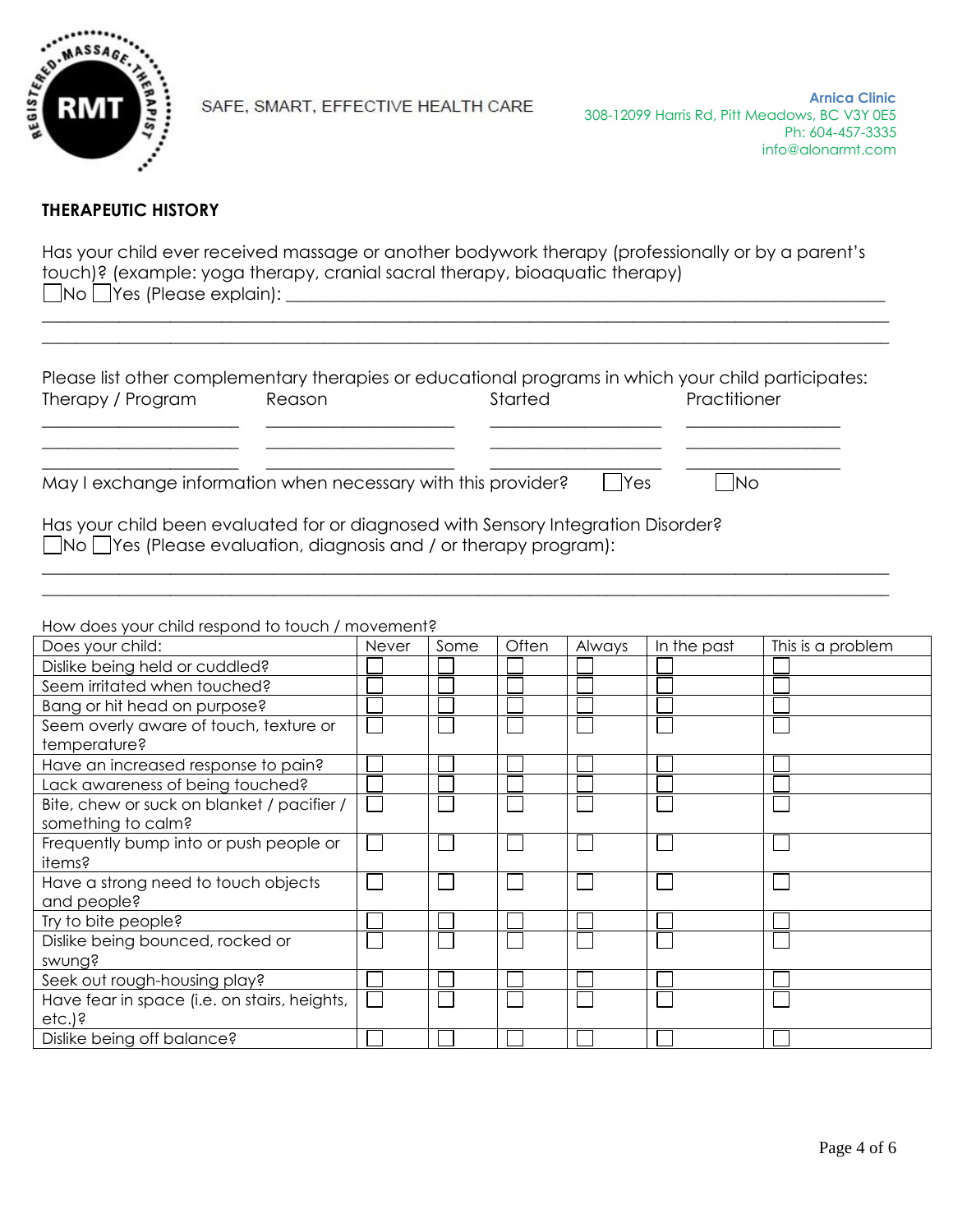SAFE, SMART, EFFECTIVE HEALTH CARE

**Arnica Clinic**
308-12099 Harris Rd, Pitt Meadows, BC V3Y 0E5
Ph: 604-457-3335
info@alonarmt.com

## THERAPEUTIC HISTORY

Has your child ever received massage or another bodywork therapy (professionally or by a parent's touch)? (example: yoga therapy, cranial sacral therapy, bioaquatic therapy)
☐No ☐Yes (Please explain): ___________________________________________________________
_____________________________________________________________________________
_____________________________________________________________________________

Please list other complementary therapies or educational programs in which your child participates:

| Therapy / Program | Reason | Started | Practitioner |
|---|---|---|---|
| | | | |
| | | | |
| | | | |

May I exchange information when necessary with this provider? ☐Yes ☐No

Has your child been evaluated for or diagnosed with Sensory Integration Disorder?
☐No ☐Yes (Please evaluation, diagnosis and / or therapy program):
_____________________________________________________________________________
_____________________________________________________________________________

How does your child respond to touch / movement?

| Does your child: | Never | Some | Often | Always | In the past | This is a problem |
|---|---|---|---|---|---|---|
| Dislike being held or cuddled? | ☐ | ☐ | ☐ | ☐ | ☐ | ☐ |
| Seem irritated when touched? | ☐ | ☐ | ☐ | ☐ | ☐ | ☐ |
| Bang or hit head on purpose? | ☐ | ☐ | ☐ | ☐ | ☐ | ☐ |
| Seem overly aware of touch, texture or temperature? | ☐ | ☐ | ☐ | ☐ | ☐ | ☐ |
| Have an increased response to pain? | ☐ | ☐ | ☐ | ☐ | ☐ | ☐ |
| Lack awareness of being touched? | ☐ | ☐ | ☐ | ☐ | ☐ | ☐ |
| Bite, chew or suck on blanket / pacifier / something to calm? | ☐ | ☐ | ☐ | ☐ | ☐ | ☐ |
| Frequently bump into or push people or items? | ☐ | ☐ | ☐ | ☐ | ☐ | ☐ |
| Have a strong need to touch objects and people? | ☐ | ☐ | ☐ | ☐ | ☐ | ☐ |
| Try to bite people? | ☐ | ☐ | ☐ | ☐ | ☐ | ☐ |
| Dislike being bounced, rocked or swung? | ☐ | ☐ | ☐ | ☐ | ☐ | ☐ |
| Seek out rough-housing play? | ☐ | ☐ | ☐ | ☐ | ☐ | ☐ |
| Have fear in space (i.e. on stairs, heights, etc.)? | ☐ | ☐ | ☐ | ☐ | ☐ | ☐ |
| Dislike being off balance? | ☐ | ☐ | ☐ | ☐ | ☐ | ☐ |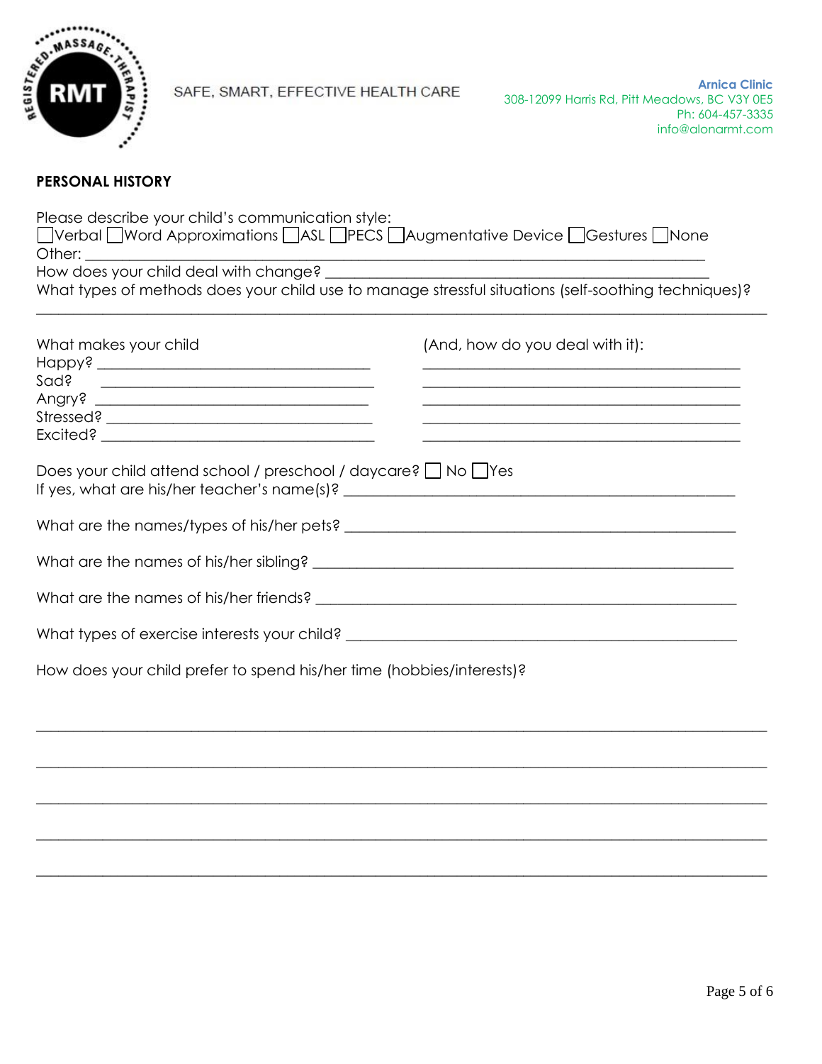SAFE, SMART, EFFECTIVE HEALTH CARE

**Arnica Clinic**
308-12099 Harris Rd, Pitt Meadows, BC V3Y 0E5
Ph: 604-457-3335
info@alonarmt.com

**PERSONAL HISTORY**

Please describe your child's communication style:
☐ Verbal ☐ Word Approximations ☐ ASL ☐ PECS ☐ Augmentative Device ☐ Gestures ☐ None
Other: ______________________________________________________________________
How does your child deal with change? ___________________________________________
What types of methods does your child use to manage stressful situations (self-soothing techniques)?
______________________________________________________________________________

| What makes your child | (And, how do you deal with it): |
| --- | --- |
| Happy? ______________________ | ______________________ |
| Sad? ______________________ | ______________________ |
| Angry? ______________________ | ______________________ |
| Stressed? ______________________ | ______________________ |
| Excited? ______________________ | ______________________ |

Does your child attend school / preschool / daycare? ☐ No ☐ Yes
If yes, what are his/her teacher's name(s)? ______________________________________

What are the names/types of his/her pets? ______________________________________

What are the names of his/her sibling? ________________________________________

What are the names of his/her friends? ________________________________________

What types of exercise interests your child? ____________________________________

How does your child prefer to spend his/her time (hobbies/interests)?

______________________________________________________________________________

______________________________________________________________________________

______________________________________________________________________________

______________________________________________________________________________

______________________________________________________________________________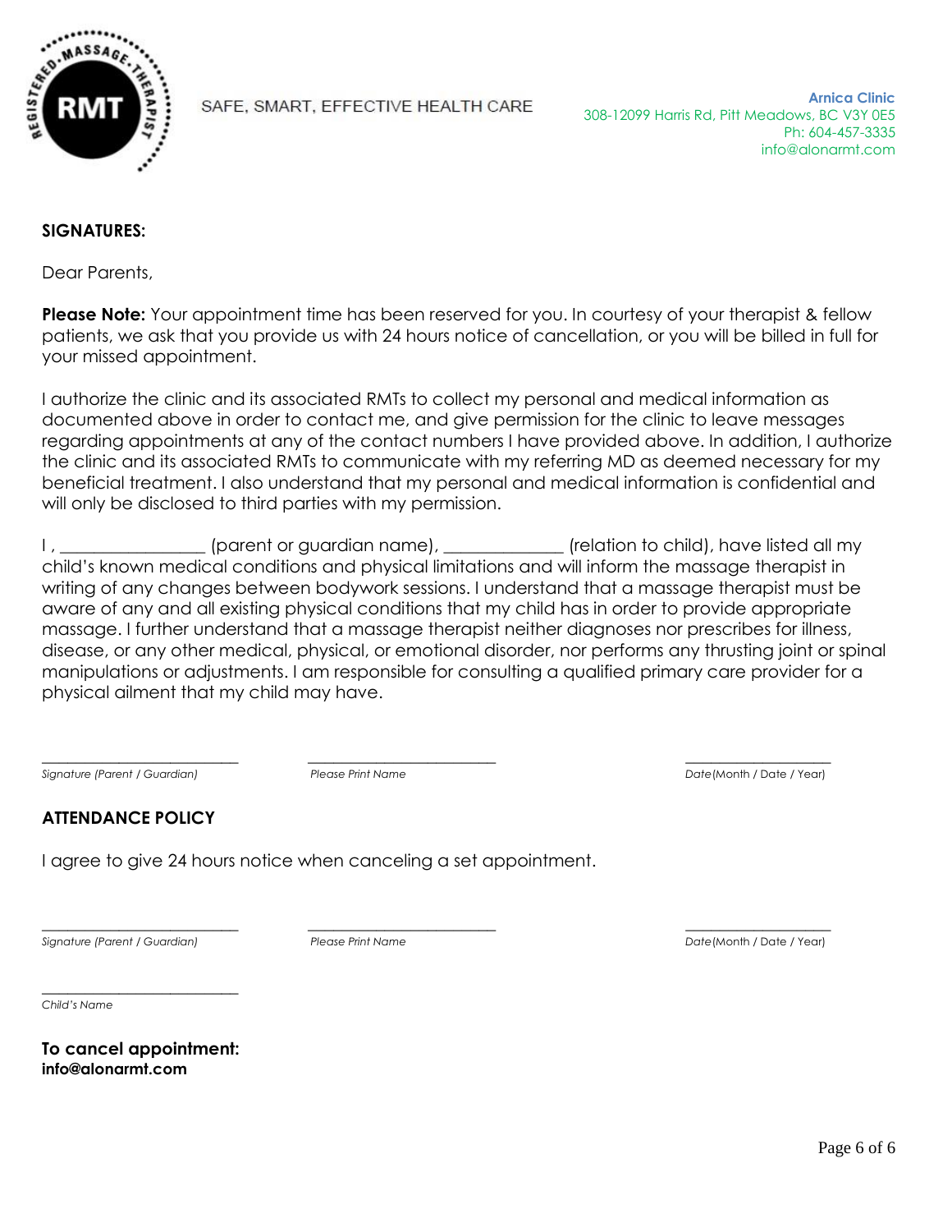SAFE, SMART, EFFECTIVE HEALTH CARE

**Arnica Clinic**
308-12099 Harris Rd, Pitt Meadows, BC V3Y 0E5
Ph: 604-457-3335
info@alonarmt.com

**SIGNATURES:**

Dear Parents,

**Please Note:** Your appointment time has been reserved for you. In courtesy of your therapist & fellow patients, we ask that you provide us with 24 hours notice of cancellation, or you will be billed in full for your missed appointment.

I authorize the clinic and its associated RMTs to collect my personal and medical information as documented above in order to contact me, and give permission for the clinic to leave messages regarding appointments at any of the contact numbers I have provided above. In addition, I authorize the clinic and its associated RMTs to communicate with my referring MD as deemed necessary for my beneficial treatment. I also understand that my personal and medical information is confidential and will only be disclosed to third parties with my permission.

I , _________________ (parent or guardian name), ______________ (relation to child), have listed all my child's known medical conditions and physical limitations and will inform the massage therapist in writing of any changes between bodywork sessions. I understand that a massage therapist must be aware of any and all existing physical conditions that my child has in order to provide appropriate massage. I further understand that a massage therapist neither diagnoses nor prescribes for illness, disease, or any other medical, physical, or emotional disorder, nor performs any thrusting joint or spinal manipulations or adjustments. I am responsible for consulting a qualified primary care provider for a physical ailment that my child may have.

___________________________ ___________________________ ____________________

*Signature (Parent / Guardian)* *Please Print Name* *Date*(Month / Date / Year)

**ATTENDANCE POLICY**

I agree to give 24 hours notice when canceling a set appointment.

___________________________ ___________________________ ____________________

*Signature (Parent / Guardian)* *Please Print Name* *Date*(Month / Date / Year)

___________________________

*Child's Name*

**To cancel appointment:**
**info@alonarmt.com**